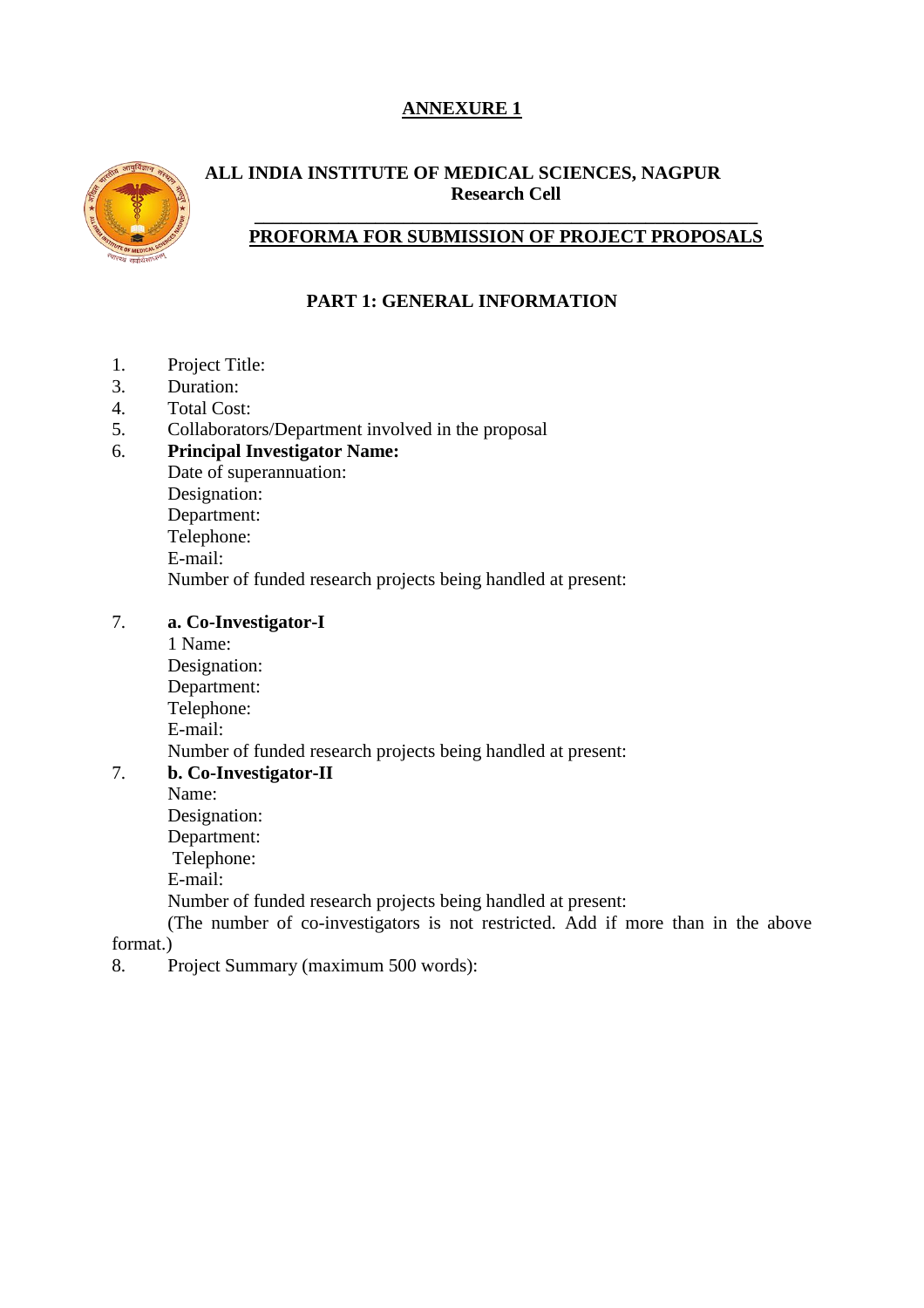**ANNEXURE 1**

**ALL INDIA INSTITUTE OF MEDICAL SCIENCES, NAGPUR**
**Research Cell**

**PROFORMA FOR SUBMISSION OF PROJECT PROPOSALS**

## PART 1: GENERAL INFORMATION

1. Project Title:
3. Duration:
4. Total Cost:
5. Collaborators/Department involved in the proposal
6. **Principal Investigator Name:**
   Date of superannuation:
   Designation:
   Department:
   Telephone:
   E-mail:
   Number of funded research projects being handled at present:

7. **a. Co-Investigator-I**
   1 Name:
   Designation:
   Department:
   Telephone:
   E-mail:
   Number of funded research projects being handled at present:
7. **b. Co-Investigator-II**
   Name:
   Designation:
   Department:
   Telephone:
   E-mail:
   Number of funded research projects being handled at present:
   (The number of co-investigators is not restricted. Add if more than in the above format.)
8. Project Summary (maximum 500 words):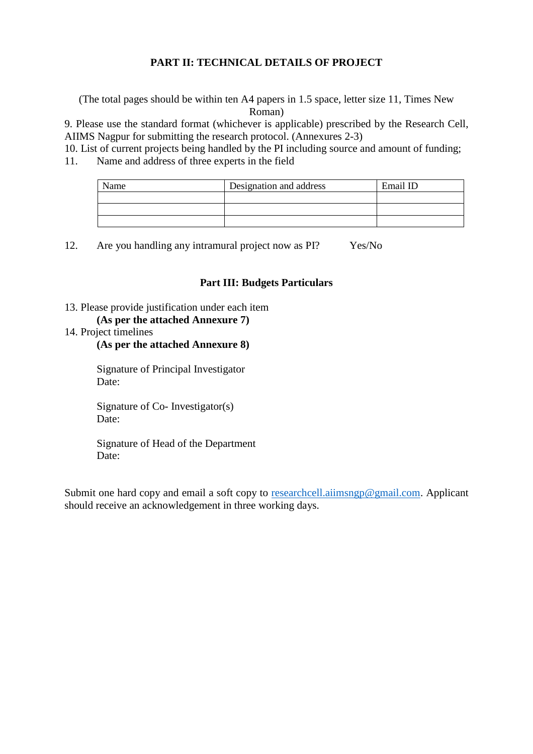## PART II: TECHNICAL DETAILS OF PROJECT

(The total pages should be within ten A4 papers in 1.5 space, letter size 11, Times New Roman)

9. Please use the standard format (whichever is applicable) prescribed by the Research Cell, AIIMS Nagpur for submitting the research protocol. (Annexures 2-3)

10. List of current projects being handled by the PI including source and amount of funding;

11. Name and address of three experts in the field

| Name | Designation and address | Email ID |
|---|---|---|
| | | |
| | | |
| | | |

12. Are you handling any intramural project now as PI? Yes/No

## Part III: Budgets Particulars

13. Please provide justification under each item
    **(As per the attached Annexure 7)**

14. Project timelines
    **(As per the attached Annexure 8)**

Signature of Principal Investigator
Date:

Signature of Co- Investigator(s)
Date:

Signature of Head of the Department
Date:

Submit one hard copy and email a soft copy to researchcell.aiimsngp@gmail.com. Applicant should receive an acknowledgement in three working days.